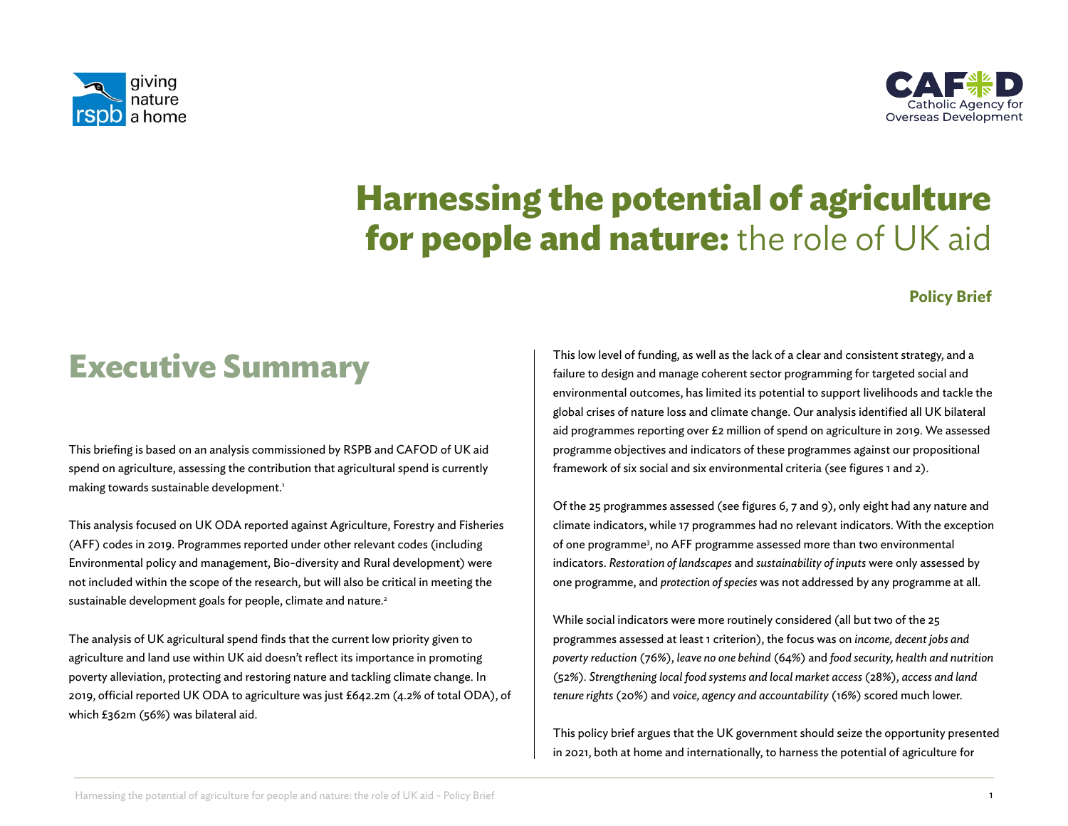# Harnessing the potential of agriculture for people and nature: the role of UK aid

**Policy Brief**

## Executive Summary

This briefing is based on an analysis commissioned by RSPB and CAFOD of UK aid spend on agriculture, assessing the contribution that agricultural spend is currently making towards sustainable development.[1]

This analysis focused on UK ODA reported against Agriculture, Forestry and Fisheries (AFF) codes in 2019. Programmes reported under other relevant codes (including Environmental policy and management, Bio-diversity and Rural development) were not included within the scope of the research, but will also be critical in meeting the sustainable development goals for people, climate and nature.[2]

The analysis of UK agricultural spend finds that the current low priority given to agriculture and land use within UK aid doesn't reflect its importance in promoting poverty alleviation, protecting and restoring nature and tackling climate change. In 2019, official reported UK ODA to agriculture was just £642.2m (4.2% of total ODA), of which £362m (56%) was bilateral aid.

This low level of funding, as well as the lack of a clear and consistent strategy, and a failure to design and manage coherent sector programming for targeted social and environmental outcomes, has limited its potential to support livelihoods and tackle the global crises of nature loss and climate change. Our analysis identified all UK bilateral aid programmes reporting over £2 million of spend on agriculture in 2019. We assessed programme objectives and indicators of these programmes against our propositional framework of six social and six environmental criteria (see figures 1 and 2).

Of the 25 programmes assessed (see figures 6, 7 and 9), only eight had any nature and climate indicators, while 17 programmes had no relevant indicators. With the exception of one programme[3], no AFF programme assessed more than two environmental indicators. *Restoration of landscapes* and *sustainability of inputs* were only assessed by one programme, and *protection of species* was not addressed by any programme at all.

While social indicators were more routinely considered (all but two of the 25 programmes assessed at least 1 criterion), the focus was on *income, decent jobs and poverty reduction* (76%), *leave no one behind* (64%) and *food security, health and nutrition* (52%). *Strengthening local food systems and local market access* (28%), *access and land tenure rights* (20%) and *voice, agency and accountability* (16%) scored much lower.

This policy brief argues that the UK government should seize the opportunity presented in 2021, both at home and internationally, to harness the potential of agriculture for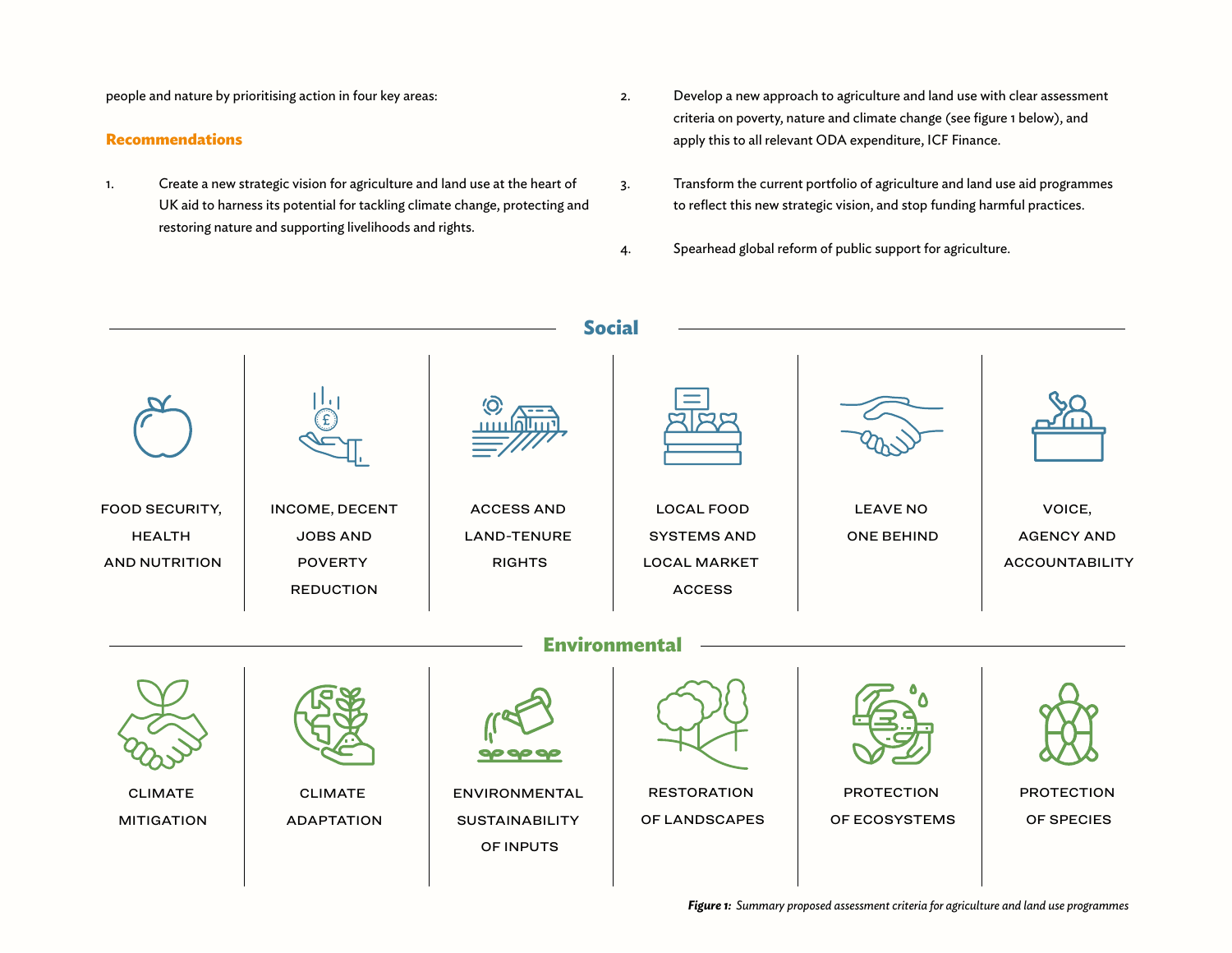people and nature by prioritising action in four key areas:

## Recommendations

1. Create a new strategic vision for agriculture and land use at the heart of UK aid to harness its potential for tackling climate change, protecting and restoring nature and supporting livelihoods and rights.
2. Develop a new approach to agriculture and land use with clear assessment criteria on poverty, nature and climate change (see figure 1 below), and apply this to all relevant ODA expenditure, ICF Finance.
3. Transform the current portfolio of agriculture and land use aid programmes to reflect this new strategic vision, and stop funding harmful practices.
4. Spearhead global reform of public support for agriculture.

### Social

| | | | | | |
|---|---|---|---|---|---|
| FOOD SECURITY, HEALTH AND NUTRITION | INCOME, DECENT JOBS AND POVERTY REDUCTION | ACCESS AND LAND-TENURE RIGHTS | LOCAL FOOD SYSTEMS AND LOCAL MARKET ACCESS | LEAVE NO ONE BEHIND | VOICE, AGENCY AND ACCOUNTABILITY |

### Environmental

| | | | | | |
|---|---|---|---|---|---|
| CLIMATE MITIGATION | CLIMATE ADAPTATION | ENVIRONMENTAL SUSTAINABILITY OF INPUTS | RESTORATION OF LANDSCAPES | PROTECTION OF ECOSYSTEMS | PROTECTION OF SPECIES |

***Figure 1:** Summary proposed assessment criteria for agriculture and land use programmes*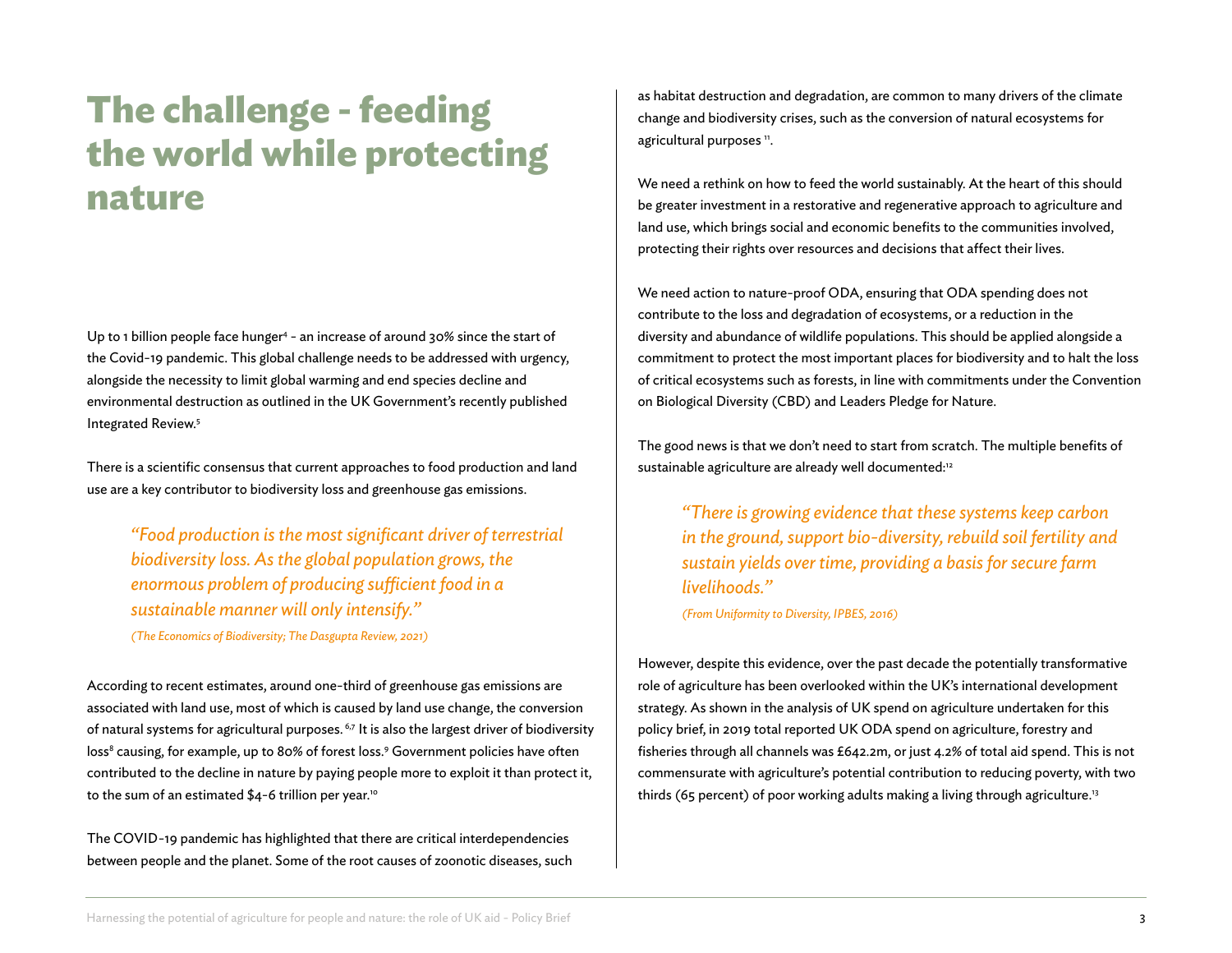# The challenge - feeding the world while protecting nature

Up to 1 billion people face hunger[4] - an increase of around 30% since the start of the Covid-19 pandemic. This global challenge needs to be addressed with urgency, alongside the necessity to limit global warming and end species decline and environmental destruction as outlined in the UK Government's recently published Integrated Review.[5]

There is a scientific consensus that current approaches to food production and land use are a key contributor to biodiversity loss and greenhouse gas emissions.

> *"Food production is the most significant driver of terrestrial biodiversity loss. As the global population grows, the enormous problem of producing sufficient food in a sustainable manner will only intensify."*
>
> *(The Economics of Biodiversity; The Dasgupta Review, 2021)*

According to recent estimates, around one-third of greenhouse gas emissions are associated with land use, most of which is caused by land use change, the conversion of natural systems for agricultural purposes.[6,7] It is also the largest driver of biodiversity loss[8] causing, for example, up to 80% of forest loss.[9] Government policies have often contributed to the decline in nature by paying people more to exploit it than protect it, to the sum of an estimated $4-6 trillion per year.[10]

The COVID-19 pandemic has highlighted that there are critical interdependencies between people and the planet. Some of the root causes of zoonotic diseases, such as habitat destruction and degradation, are common to many drivers of the climate change and biodiversity crises, such as the conversion of natural ecosystems for agricultural purposes[11].

We need a rethink on how to feed the world sustainably. At the heart of this should be greater investment in a restorative and regenerative approach to agriculture and land use, which brings social and economic benefits to the communities involved, protecting their rights over resources and decisions that affect their lives.

We need action to nature-proof ODA, ensuring that ODA spending does not contribute to the loss and degradation of ecosystems, or a reduction in the diversity and abundance of wildlife populations. This should be applied alongside a commitment to protect the most important places for biodiversity and to halt the loss of critical ecosystems such as forests, in line with commitments under the Convention on Biological Diversity (CBD) and Leaders Pledge for Nature.

The good news is that we don't need to start from scratch. The multiple benefits of sustainable agriculture are already well documented:[12]

> *"There is growing evidence that these systems keep carbon in the ground, support bio-diversity, rebuild soil fertility and sustain yields over time, providing a basis for secure farm livelihoods."*
>
> *(From Uniformity to Diversity, IPBES, 2016)*

However, despite this evidence, over the past decade the potentially transformative role of agriculture has been overlooked within the UK's international development strategy. As shown in the analysis of UK spend on agriculture undertaken for this policy brief, in 2019 total reported UK ODA spend on agriculture, forestry and fisheries through all channels was £642.2m, or just 4.2% of total aid spend. This is not commensurate with agriculture's potential contribution to reducing poverty, with two thirds (65 percent) of poor working adults making a living through agriculture.[13]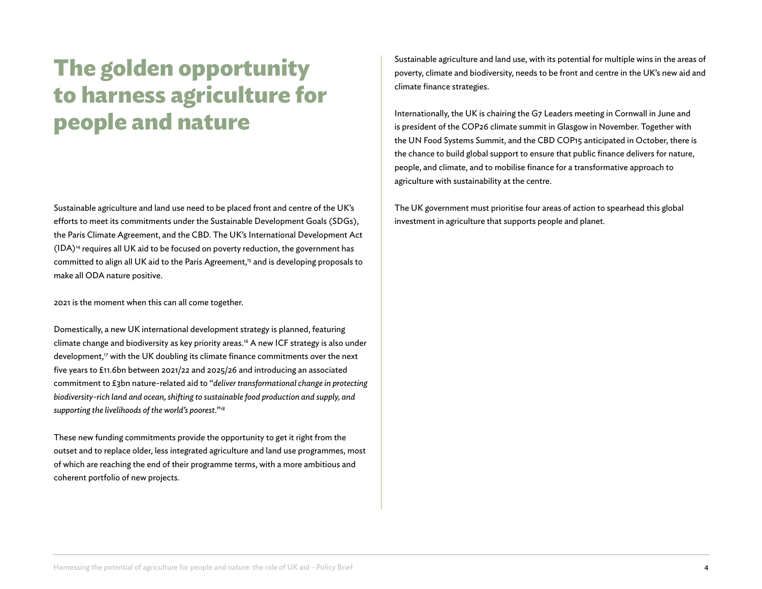# The golden opportunity to harness agriculture for people and nature

Sustainable agriculture and land use need to be placed front and centre of the UK's efforts to meet its commitments under the Sustainable Development Goals (SDGs), the Paris Climate Agreement, and the CBD. The UK's International Development Act (IDA)[14] requires all UK aid to be focused on poverty reduction, the government has committed to align all UK aid to the Paris Agreement,[15] and is developing proposals to make all ODA nature positive.

2021 is the moment when this can all come together.

Domestically, a new UK international development strategy is planned, featuring climate change and biodiversity as key priority areas.[16] A new ICF strategy is also under development,[17] with the UK doubling its climate finance commitments over the next five years to £11.6bn between 2021/22 and 2025/26 and introducing an associated commitment to £3bn nature-related aid to "*deliver transformational change in protecting biodiversity-rich land and ocean, shifting to sustainable food production and supply, and supporting the livelihoods of the world's poorest*."[18]

These new funding commitments provide the opportunity to get it right from the outset and to replace older, less integrated agriculture and land use programmes, most of which are reaching the end of their programme terms, with a more ambitious and coherent portfolio of new projects.

Sustainable agriculture and land use, with its potential for multiple wins in the areas of poverty, climate and biodiversity, needs to be front and centre in the UK's new aid and climate finance strategies.

Internationally, the UK is chairing the G7 Leaders meeting in Cornwall in June and is president of the COP26 climate summit in Glasgow in November. Together with the UN Food Systems Summit, and the CBD COP15 anticipated in October, there is the chance to build global support to ensure that public finance delivers for nature, people, and climate, and to mobilise finance for a transformative approach to agriculture with sustainability at the centre.

The UK government must prioritise four areas of action to spearhead this global investment in agriculture that supports people and planet.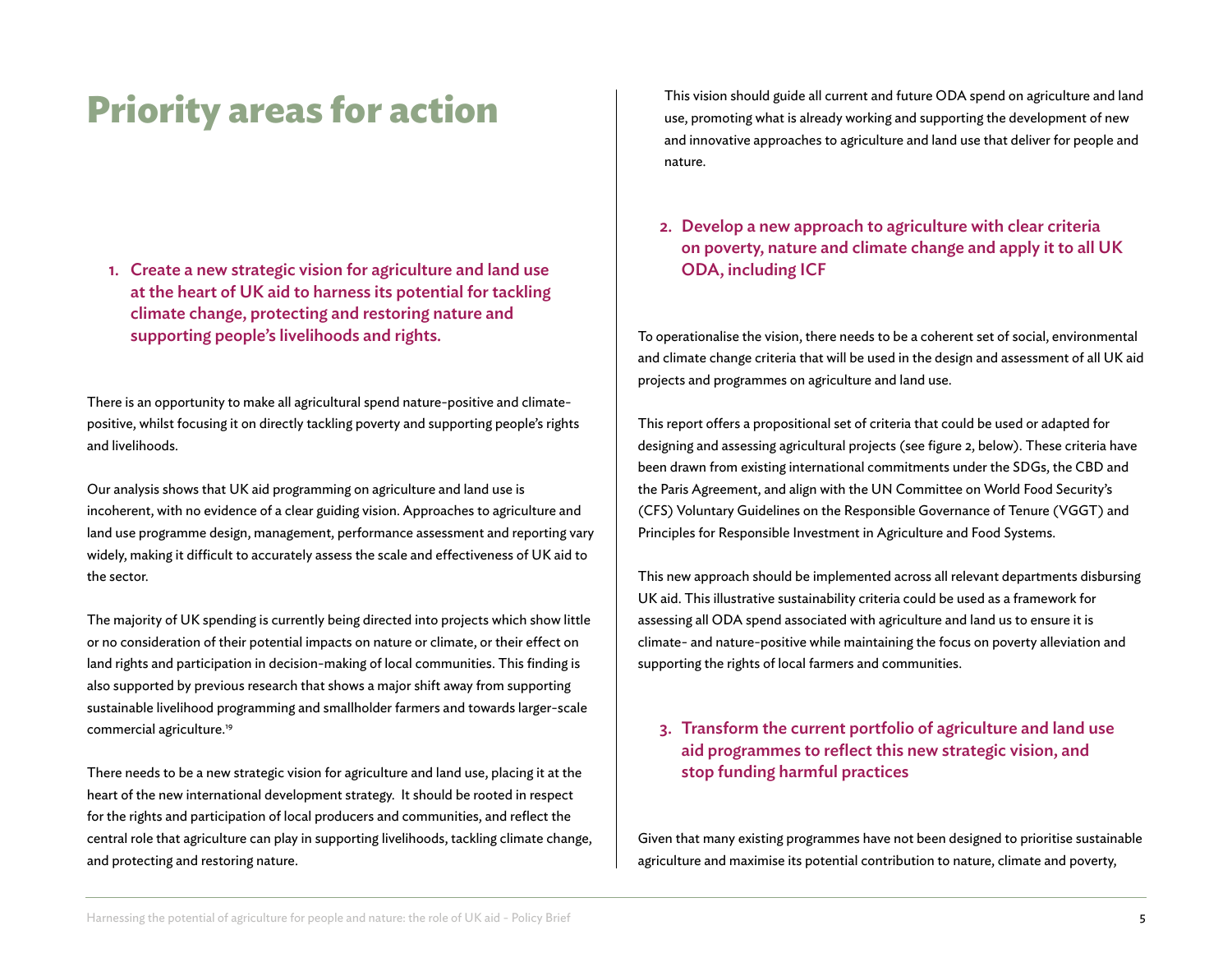# Priority areas for action

### 1. Create a new strategic vision for agriculture and land use at the heart of UK aid to harness its potential for tackling climate change, protecting and restoring nature and supporting people's livelihoods and rights.

There is an opportunity to make all agricultural spend nature-positive and climate-positive, whilst focusing it on directly tackling poverty and supporting people's rights and livelihoods.

Our analysis shows that UK aid programming on agriculture and land use is incoherent, with no evidence of a clear guiding vision. Approaches to agriculture and land use programme design, management, performance assessment and reporting vary widely, making it difficult to accurately assess the scale and effectiveness of UK aid to the sector.

The majority of UK spending is currently being directed into projects which show little or no consideration of their potential impacts on nature or climate, or their effect on land rights and participation in decision-making of local communities. This finding is also supported by previous research that shows a major shift away from supporting sustainable livelihood programming and smallholder farmers and towards larger-scale commercial agriculture.[19]

There needs to be a new strategic vision for agriculture and land use, placing it at the heart of the new international development strategy. It should be rooted in respect for the rights and participation of local producers and communities, and reflect the central role that agriculture can play in supporting livelihoods, tackling climate change, and protecting and restoring nature.

This vision should guide all current and future ODA spend on agriculture and land use, promoting what is already working and supporting the development of new and innovative approaches to agriculture and land use that deliver for people and nature.

### 2. Develop a new approach to agriculture with clear criteria on poverty, nature and climate change and apply it to all UK ODA, including ICF

To operationalise the vision, there needs to be a coherent set of social, environmental and climate change criteria that will be used in the design and assessment of all UK aid projects and programmes on agriculture and land use.

This report offers a propositional set of criteria that could be used or adapted for designing and assessing agricultural projects (see figure 2, below). These criteria have been drawn from existing international commitments under the SDGs, the CBD and the Paris Agreement, and align with the UN Committee on World Food Security's (CFS) Voluntary Guidelines on the Responsible Governance of Tenure (VGGT) and Principles for Responsible Investment in Agriculture and Food Systems.

This new approach should be implemented across all relevant departments disbursing UK aid. This illustrative sustainability criteria could be used as a framework for assessing all ODA spend associated with agriculture and land us to ensure it is climate- and nature-positive while maintaining the focus on poverty alleviation and supporting the rights of local farmers and communities.

### 3. Transform the current portfolio of agriculture and land use aid programmes to reflect this new strategic vision, and stop funding harmful practices

Given that many existing programmes have not been designed to prioritise sustainable agriculture and maximise its potential contribution to nature, climate and poverty,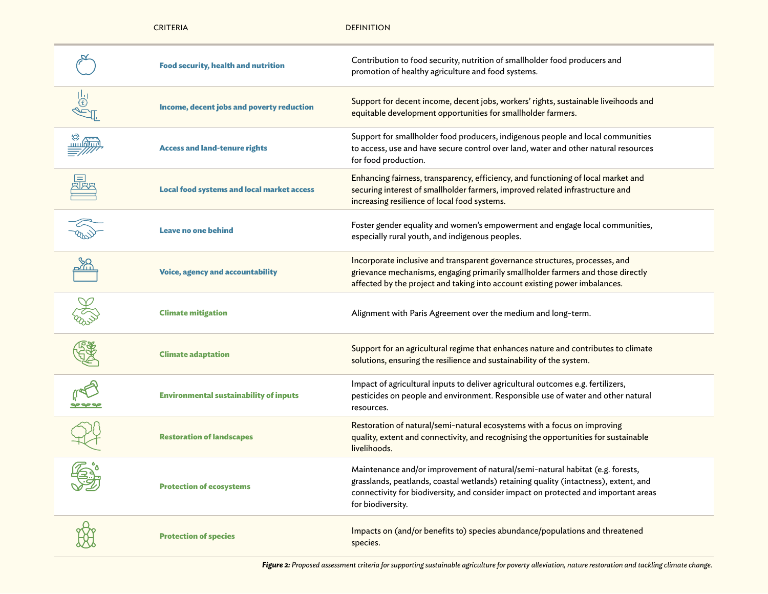| CRITERIA | DEFINITION |
|---|---|
| **Food security, health and nutrition** | Contribution to food security, nutrition of smallholder food producers and promotion of healthy agriculture and food systems. |
| **Income, decent jobs and poverty reduction** | Support for decent income, decent jobs, workers' rights, sustainable liveihoods and equitable development opportunities for smallholder farmers. |
| **Access and land-tenure rights** | Support for smallholder food producers, indigenous people and local communities to access, use and have secure control over land, water and other natural resources for food production. |
| **Local food systems and local market access** | Enhancing fairness, transparency, efficiency, and functioning of local market and securing interest of smallholder farmers, improved related infrastructure and increasing resilience of local food systems. |
| **Leave no one behind** | Foster gender equality and women's empowerment and engage local communities, especially rural youth, and indigenous peoples. |
| **Voice, agency and accountability** | Incorporate inclusive and transparent governance structures, processes, and grievance mechanisms, engaging primarily smallholder farmers and those directly affected by the project and taking into account existing power imbalances. |
| **Climate mitigation** | Alignment with Paris Agreement over the medium and long-term. |
| **Climate adaptation** | Support for an agricultural regime that enhances nature and contributes to climate solutions, ensuring the resilience and sustainability of the system. |
| **Environmental sustainability of inputs** | Impact of agricultural inputs to deliver agricultural outcomes e.g. fertilizers, pesticides on people and environment. Responsible use of water and other natural resources. |
| **Restoration of landscapes** | Restoration of natural/semi-natural ecosystems with a focus on improving quality, extent and connectivity, and recognising the opportunities for sustainable livelihoods. |
| **Protection of ecosystems** | Maintenance and/or improvement of natural/semi-natural habitat (e.g. forests, grasslands, peatlands, coastal wetlands) retaining quality (intactness), extent, and connectivity for biodiversity, and consider impact on protected and important areas for biodiversity. |
| **Protection of species** | Impacts on (and/or benefits to) species abundance/populations and threatened species. |

***Figure 2:*** *Proposed assessment criteria for supporting sustainable agriculture for poverty alleviation, nature restoration and tackling climate change.*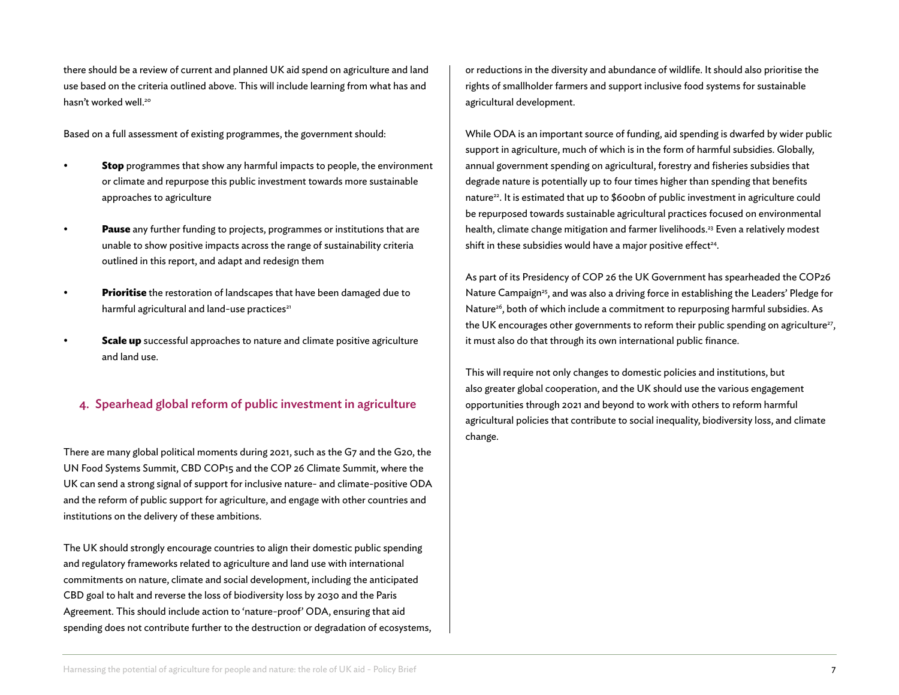there should be a review of current and planned UK aid spend on agriculture and land use based on the criteria outlined above. This will include learning from what has and hasn't worked well.[20]

Based on a full assessment of existing programmes, the government should:

- **Stop** programmes that show any harmful impacts to people, the environment or climate and repurpose this public investment towards more sustainable approaches to agriculture
- **Pause** any further funding to projects, programmes or institutions that are unable to show positive impacts across the range of sustainability criteria outlined in this report, and adapt and redesign them
- **Prioritise** the restoration of landscapes that have been damaged due to harmful agricultural and land-use practices[21]
- **Scale up** successful approaches to nature and climate positive agriculture and land use.

## 4. Spearhead global reform of public investment in agriculture

There are many global political moments during 2021, such as the G7 and the G20, the UN Food Systems Summit, CBD COP15 and the COP 26 Climate Summit, where the UK can send a strong signal of support for inclusive nature- and climate-positive ODA and the reform of public support for agriculture, and engage with other countries and institutions on the delivery of these ambitions.

The UK should strongly encourage countries to align their domestic public spending and regulatory frameworks related to agriculture and land use with international commitments on nature, climate and social development, including the anticipated CBD goal to halt and reverse the loss of biodiversity loss by 2030 and the Paris Agreement. This should include action to 'nature-proof' ODA, ensuring that aid spending does not contribute further to the destruction or degradation of ecosystems, or reductions in the diversity and abundance of wildlife. It should also prioritise the rights of smallholder farmers and support inclusive food systems for sustainable agricultural development.

While ODA is an important source of funding, aid spending is dwarfed by wider public support in agriculture, much of which is in the form of harmful subsidies. Globally, annual government spending on agricultural, forestry and fisheries subsidies that degrade nature is potentially up to four times higher than spending that benefits nature[22]. It is estimated that up to $600bn of public investment in agriculture could be repurposed towards sustainable agricultural practices focused on environmental health, climate change mitigation and farmer livelihoods.[23] Even a relatively modest shift in these subsidies would have a major positive effect[24].

As part of its Presidency of COP 26 the UK Government has spearheaded the COP26 Nature Campaign[25], and was also a driving force in establishing the Leaders' Pledge for Nature[26], both of which include a commitment to repurposing harmful subsidies. As the UK encourages other governments to reform their public spending on agriculture[27], it must also do that through its own international public finance.

This will require not only changes to domestic policies and institutions, but also greater global cooperation, and the UK should use the various engagement opportunities through 2021 and beyond to work with others to reform harmful agricultural policies that contribute to social inequality, biodiversity loss, and climate change.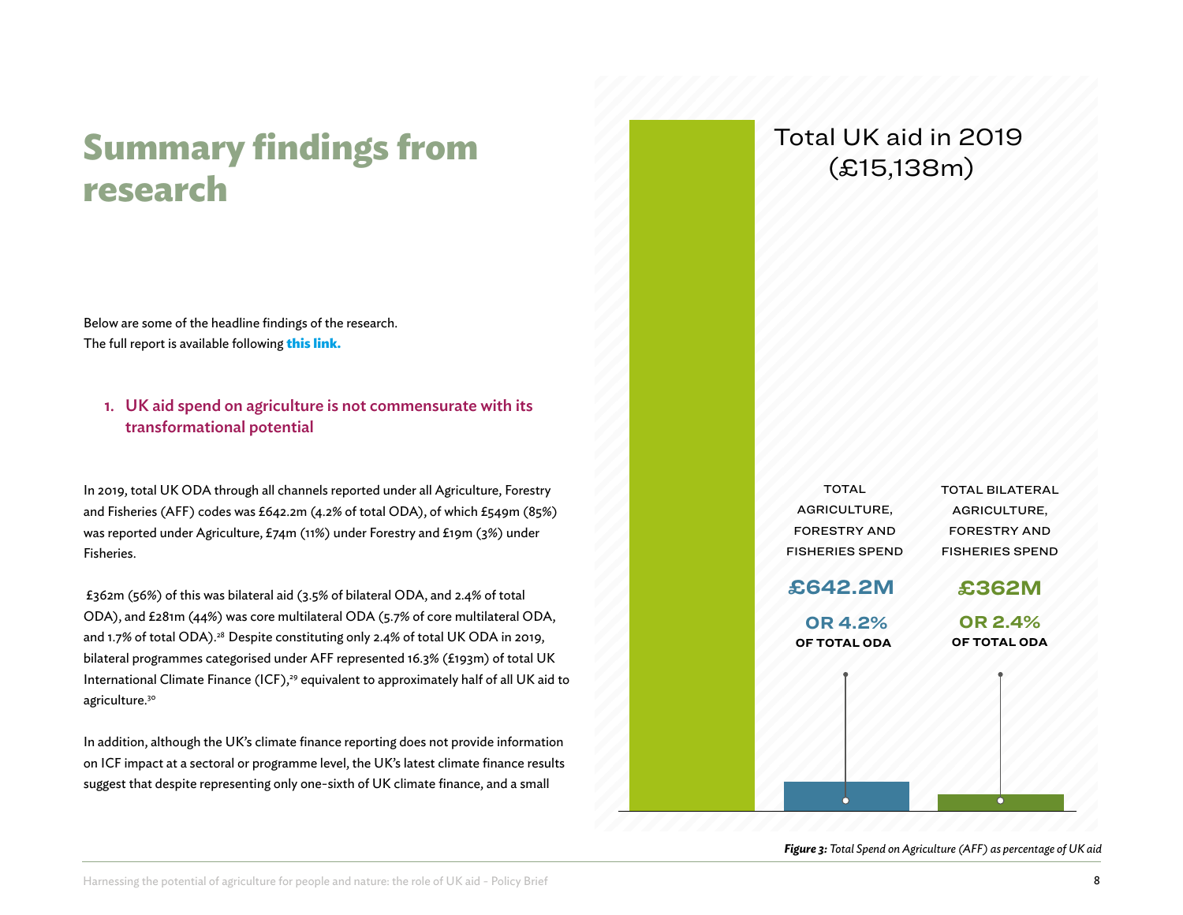# Summary findings from research

Below are some of the headline findings of the research.
The full report is available following **this link.**

### 1. UK aid spend on agriculture is not commensurate with its transformational potential

In 2019, total UK ODA through all channels reported under all Agriculture, Forestry and Fisheries (AFF) codes was £642.2m (4.2% of total ODA), of which £549m (85%) was reported under Agriculture, £74m (11%) under Forestry and £19m (3%) under Fisheries.

£362m (56%) of this was bilateral aid (3.5% of bilateral ODA, and 2.4% of total ODA), and £281m (44%) was core multilateral ODA (5.7% of core multilateral ODA, and 1.7% of total ODA).[28] Despite constituting only 2.4% of total UK ODA in 2019, bilateral programmes categorised under AFF represented 16.3% (£193m) of total UK International Climate Finance (ICF),[29] equivalent to approximately half of all UK aid to agriculture.[30]

In addition, although the UK's climate finance reporting does not provide information on ICF impact at a sectoral or programme level, the UK's latest climate finance results suggest that despite representing only one-sixth of UK climate finance, and a small

Total UK aid in 2019 (£15,138m)

TOTAL AGRICULTURE, FORESTRY AND FISHERIES SPEND
**£642.2M**
**OR 4.2% OF TOTAL ODA**

TOTAL BILATERAL AGRICULTURE, FORESTRY AND FISHERIES SPEND
**£362M**
**OR 2.4% OF TOTAL ODA**

***Figure 3:*** *Total Spend on Agriculture (AFF) as percentage of UK aid*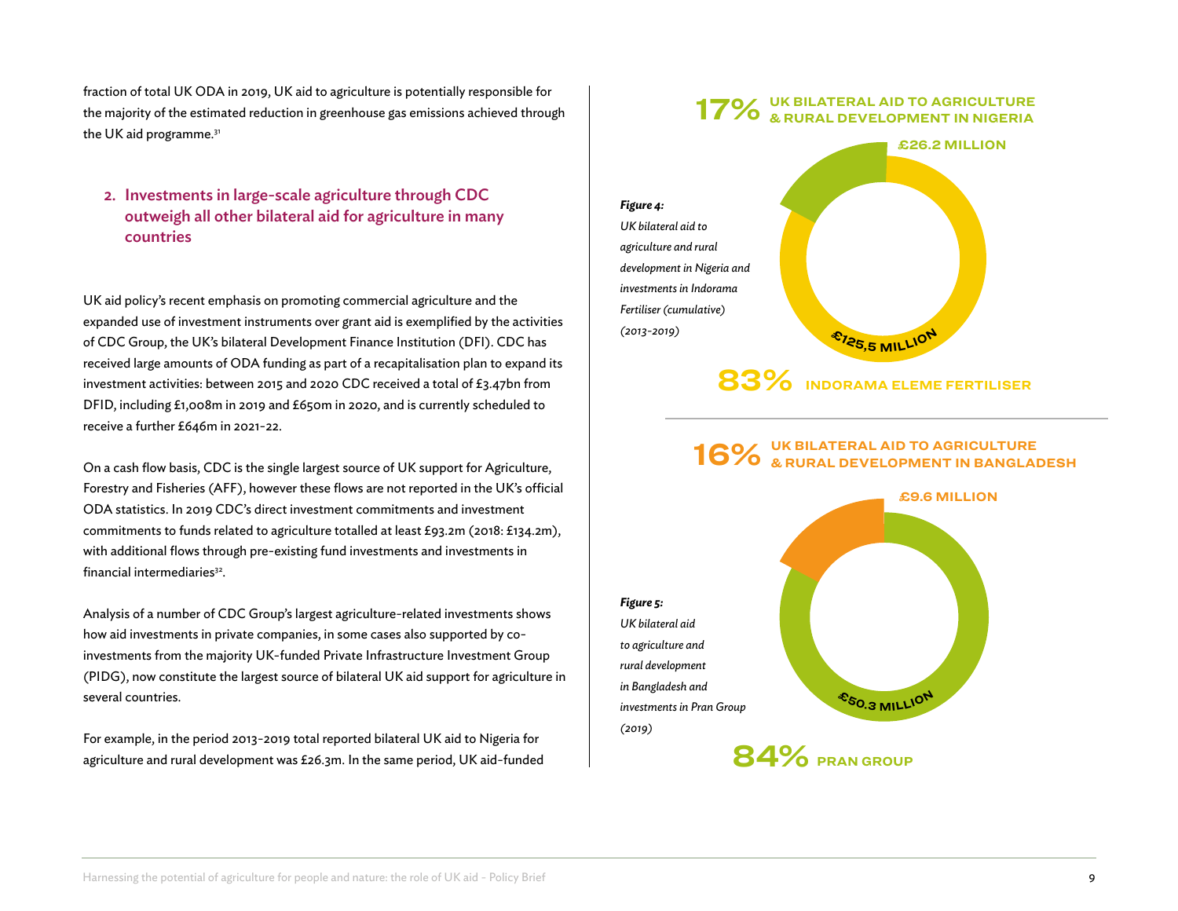fraction of total UK ODA in 2019, UK aid to agriculture is potentially responsible for the majority of the estimated reduction in greenhouse gas emissions achieved through the UK aid programme.[31]

## 2. Investments in large-scale agriculture through CDC outweigh all other bilateral aid for agriculture in many countries

UK aid policy's recent emphasis on promoting commercial agriculture and the expanded use of investment instruments over grant aid is exemplified by the activities of CDC Group, the UK's bilateral Development Finance Institution (DFI). CDC has received large amounts of ODA funding as part of a recapitalisation plan to expand its investment activities: between 2015 and 2020 CDC received a total of £3.47bn from DFID, including £1,008m in 2019 and £650m in 2020, and is currently scheduled to receive a further £646m in 2021-22.

On a cash flow basis, CDC is the single largest source of UK support for Agriculture, Forestry and Fisheries (AFF), however these flows are not reported in the UK's official ODA statistics. In 2019 CDC's direct investment commitments and investment commitments to funds related to agriculture totalled at least £93.2m (2018: £134.2m), with additional flows through pre-existing fund investments and investments in financial intermediaries[32].

Analysis of a number of CDC Group's largest agriculture-related investments shows how aid investments in private companies, in some cases also supported by co-investments from the majority UK-funded Private Infrastructure Investment Group (PIDG), now constitute the largest source of bilateral UK aid support for agriculture in several countries.

For example, in the period 2013-2019 total reported bilateral UK aid to Nigeria for agriculture and rural development was £26.3m. In the same period, UK aid-funded

**17%** UK BILATERAL AID TO AGRICULTURE & RURAL DEVELOPMENT IN NIGERIA

£26.2 MILLION

£125,5 MILLION

**83%** INDORAMA ELEME FERTILISER

***Figure 4:*** *UK bilateral aid to agriculture and rural development in Nigeria and investments in Indorama Fertiliser (cumulative) (2013-2019)*

**16%** UK BILATERAL AID TO AGRICULTURE & RURAL DEVELOPMENT IN BANGLADESH

£9.6 MILLION

£50.3 MILLION

**84%** PRAN GROUP

***Figure 5:*** *UK bilateral aid to agriculture and rural development in Bangladesh and investments in Pran Group (2019)*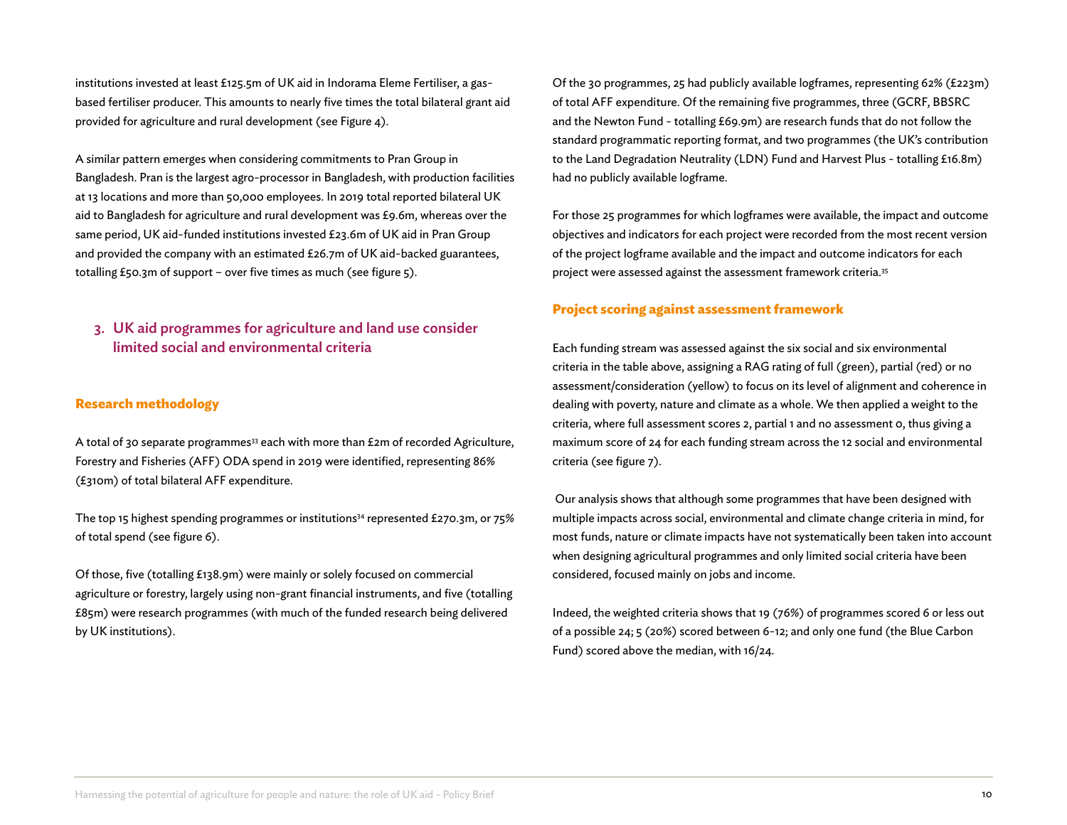institutions invested at least £125.5m of UK aid in Indorama Eleme Fertiliser, a gas-based fertiliser producer. This amounts to nearly five times the total bilateral grant aid provided for agriculture and rural development (see Figure 4).

A similar pattern emerges when considering commitments to Pran Group in Bangladesh. Pran is the largest agro-processor in Bangladesh, with production facilities at 13 locations and more than 50,000 employees. In 2019 total reported bilateral UK aid to Bangladesh for agriculture and rural development was £9.6m, whereas over the same period, UK aid-funded institutions invested £23.6m of UK aid in Pran Group and provided the company with an estimated £26.7m of UK aid-backed guarantees, totalling £50.3m of support – over five times as much (see figure 5).

## 3. UK aid programmes for agriculture and land use consider limited social and environmental criteria

### Research methodology

A total of 30 separate programmes[33] each with more than £2m of recorded Agriculture, Forestry and Fisheries (AFF) ODA spend in 2019 were identified, representing 86% (£310m) of total bilateral AFF expenditure.

The top 15 highest spending programmes or institutions[34] represented £270.3m, or 75% of total spend (see figure 6).

Of those, five (totalling £138.9m) were mainly or solely focused on commercial agriculture or forestry, largely using non-grant financial instruments, and five (totalling £85m) were research programmes (with much of the funded research being delivered by UK institutions).

Of the 30 programmes, 25 had publicly available logframes, representing 62% (£223m) of total AFF expenditure. Of the remaining five programmes, three (GCRF, BBSRC and the Newton Fund - totalling £69.9m) are research funds that do not follow the standard programmatic reporting format, and two programmes (the UK's contribution to the Land Degradation Neutrality (LDN) Fund and Harvest Plus - totalling £16.8m) had no publicly available logframe.

For those 25 programmes for which logframes were available, the impact and outcome objectives and indicators for each project were recorded from the most recent version of the project logframe available and the impact and outcome indicators for each project were assessed against the assessment framework criteria.[35]

### Project scoring against assessment framework

Each funding stream was assessed against the six social and six environmental criteria in the table above, assigning a RAG rating of full (green), partial (red) or no assessment/consideration (yellow) to focus on its level of alignment and coherence in dealing with poverty, nature and climate as a whole. We then applied a weight to the criteria, where full assessment scores 2, partial 1 and no assessment 0, thus giving a maximum score of 24 for each funding stream across the 12 social and environmental criteria (see figure 7).

Our analysis shows that although some programmes that have been designed with multiple impacts across social, environmental and climate change criteria in mind, for most funds, nature or climate impacts have not systematically been taken into account when designing agricultural programmes and only limited social criteria have been considered, focused mainly on jobs and income.

Indeed, the weighted criteria shows that 19 (76%) of programmes scored 6 or less out of a possible 24; 5 (20%) scored between 6-12; and only one fund (the Blue Carbon Fund) scored above the median, with 16/24.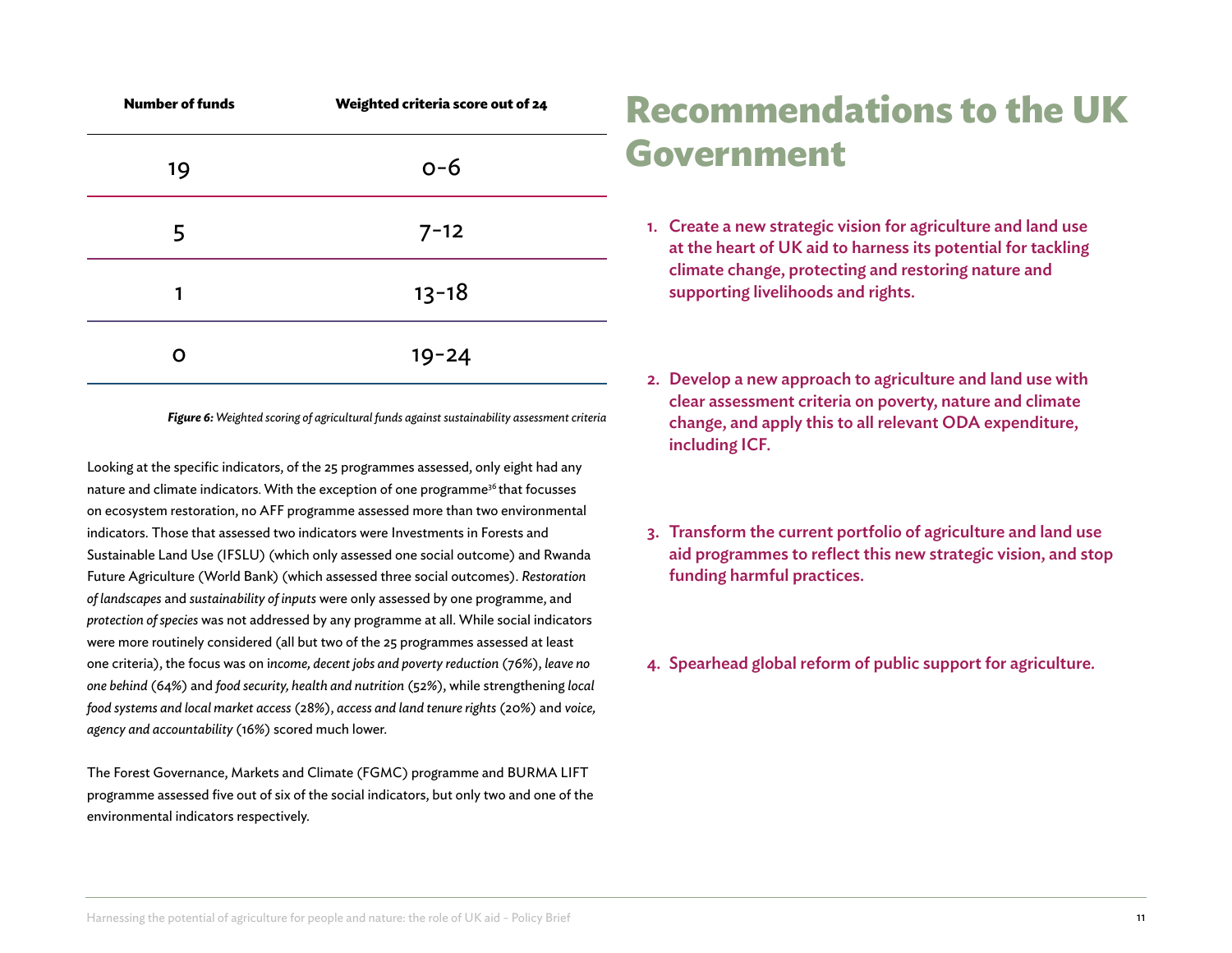| Number of funds | Weighted criteria score out of 24 |
|---|---|
| 19 | 0-6 |
| 5 | 7-12 |
| 1 | 13-18 |
| 0 | 19-24 |

***Figure 6:*** *Weighted scoring of agricultural funds against sustainability assessment criteria*

Looking at the specific indicators, of the 25 programmes assessed, only eight had any nature and climate indicators. With the exception of one programme[36] that focusses on ecosystem restoration, no AFF programme assessed more than two environmental indicators. Those that assessed two indicators were Investments in Forests and Sustainable Land Use (IFSLU) (which only assessed one social outcome) and Rwanda Future Agriculture (World Bank) (which assessed three social outcomes). *Restoration of landscapes* and *sustainability of inputs* were only assessed by one programme, and *protection of species* was not addressed by any programme at all. While social indicators were more routinely considered (all but two of the 25 programmes assessed at least one criteria), the focus was on i*ncome, decent jobs and poverty reduction* (76%), *leave no one behind* (64%) and *food security, health and nutrition* (52%), while strengthening *local food systems and local market access* (28%), *access and land tenure rights* (20%) and *voice, agency and accountability* (16%) scored much lower.

The Forest Governance, Markets and Climate (FGMC) programme and BURMA LIFT programme assessed five out of six of the social indicators, but only two and one of the environmental indicators respectively.

# Recommendations to the UK Government

1. **Create a new strategic vision for agriculture and land use at the heart of UK aid to harness its potential for tackling climate change, protecting and restoring nature and supporting livelihoods and rights.**

2. **Develop a new approach to agriculture and land use with clear assessment criteria on poverty, nature and climate change, and apply this to all relevant ODA expenditure, including ICF.**

3. **Transform the current portfolio of agriculture and land use aid programmes to reflect this new strategic vision, and stop funding harmful practices.**

4. **Spearhead global reform of public support for agriculture.**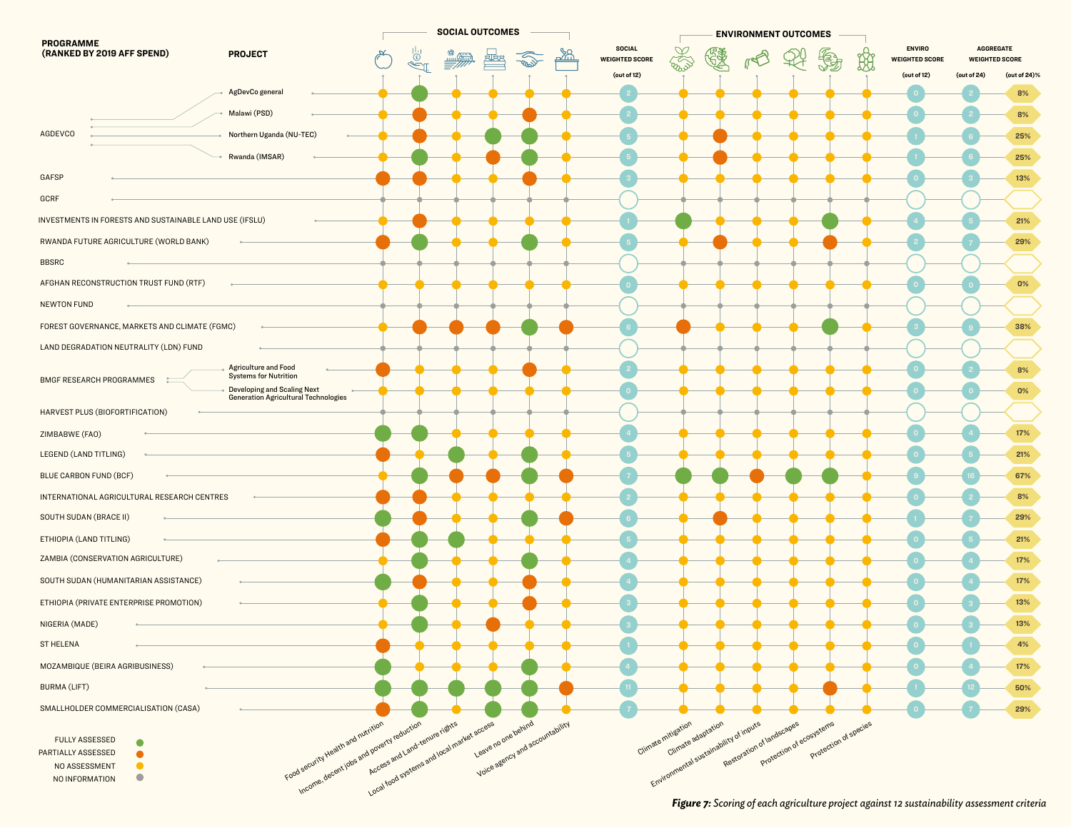| PROGRAMME (RANKED BY 2019 AFF SPEND) | PROJECT | Food security Health and nutrition | Income, decent jobs and poverty reduction | Access and Land-tenure rights | Local food systems and local market access | Leave no one behind | Voice agency and accountability | SOCIAL WEIGHTED SCORE (out of 12) | Climate mitigation | Climate adaptation | Environmental sustainability of inputs | Restoration of landscapes | Protection of ecosystems | Protection of species | ENVIRO WEIGHTED SCORE (out of 12) | AGGREGATE WEIGHTED SCORE (out of 24) | (out of 24)% |
|---|---|---|---|---|---|---|---|---|---|---|---|---|---|---|---|---|---|
| | | SOCIAL OUTCOMES | | | | | | | ENVIRONMENT OUTCOMES | | | | | | | | |
| AGDEVCO | AgDevCo general | No assessment | Fully assessed | No assessment | No assessment | No assessment | No assessment | 2 | No assessment | No assessment | No assessment | No assessment | No assessment | No assessment | 0 | 2 | 8% |
| AGDEVCO | Malawi (PSD) | No assessment | Partially assessed | No assessment | No assessment | Partially assessed | No assessment | 2 | No assessment | No assessment | No assessment | No assessment | No assessment | No assessment | 0 | 2 | 8% |
| AGDEVCO | Northern Uganda (NU-TEC) | No assessment | Partially assessed | No assessment | Fully assessed | Fully assessed | No assessment | 5 | No assessment | Partially assessed | No assessment | No assessment | No assessment | No assessment | 1 | 6 | 25% |
| AGDEVCO | Rwanda (IMSAR) | No assessment | Fully assessed | No assessment | Partially assessed | Fully assessed | No assessment | 5 | No assessment | Partially assessed | No assessment | No assessment | No assessment | No assessment | 1 | 6 | 25% |
| GAFSP | | Partially assessed | Partially assessed | No assessment | No assessment | Partially assessed | No assessment | 3 | No assessment | No assessment | No assessment | No assessment | No assessment | No assessment | 0 | 3 | 13% |
| GCRF | | No information | No information | No information | No information | No information | No information | | No information | No information | No information | No information | No information | No information | | | |
| INVESTMENTS IN FORESTS AND SUSTAINABLE LAND USE (IFSLU) | | No assessment | Partially assessed | No assessment | No assessment | No assessment | No assessment | 1 | Fully assessed | No assessment | No assessment | No assessment | Fully assessed | No assessment | 4 | 5 | 21% |
| RWANDA FUTURE AGRICULTURE (WORLD BANK) | | Partially assessed | Fully assessed | No assessment | No assessment | Fully assessed | No assessment | 5 | No assessment | Partially assessed | No assessment | No assessment | Partially assessed | No assessment | 2 | 7 | 29% |
| BBSRC | | No information | No information | No information | No information | No information | No information | | No information | No information | No information | No information | No information | No information | | | |
| AFGHAN RECONSTRUCTION TRUST FUND (RTF) | | No assessment | No assessment | No assessment | No assessment | No assessment | No assessment | 0 | No assessment | No assessment | No assessment | No assessment | No assessment | No assessment | 0 | 0 | 0% |
| NEWTON FUND | | No information | No information | No information | No information | No information | No information | | No information | No information | No information | No information | No information | No information | | | |
| FOREST GOVERNANCE, MARKETS AND CLIMATE (FGMC) | | No assessment | Partially assessed | Partially assessed | Partially assessed | Fully assessed | Partially assessed | 6 | Partially assessed | No assessment | No assessment | No assessment | Fully assessed | No assessment | 3 | 9 | 38% |
| LAND DEGRADATION NEUTRALITY (LDN) FUND | | No information | No information | No information | No information | No information | No information | | No information | No information | No information | No information | No information | No information | | | |
| BMGF RESEARCH PROGRAMMES | Agriculture and Food Systems for Nutrition | Partially assessed | No assessment | No assessment | No assessment | Partially assessed | No assessment | 2 | No assessment | No assessment | No assessment | No assessment | No assessment | No assessment | 0 | 2 | 8% |
| BMGF RESEARCH PROGRAMMES | Developing and Scaling Next Generation Agricultural Technologies | No assessment | No assessment | No assessment | No assessment | No assessment | No assessment | 0 | No assessment | No assessment | No assessment | No assessment | No assessment | No assessment | 0 | 0 | 0% |
| HARVEST PLUS (BIOFORTIFICATION) | | No information | No information | No information | No information | No information | No information | | No information | No information | No information | No information | No information | No information | | | |
| ZIMBABWE (FAO) | | Fully assessed | Fully assessed | No assessment | No assessment | No assessment | No assessment | 4 | No assessment | No assessment | No assessment | No assessment | No assessment | No assessment | 0 | 4 | 17% |
| LEGEND (LAND TITLING) | | Partially assessed | No assessment | Fully assessed | No assessment | Fully assessed | No assessment | 5 | No assessment | No assessment | No assessment | No assessment | No assessment | No assessment | 0 | 5 | 21% |
| BLUE CARBON FUND (BCF) | | No assessment | Fully assessed | Partially assessed | Partially assessed | Fully assessed | Partially assessed | 7 | Fully assessed | Fully assessed | Partially assessed | Fully assessed | Fully assessed | No assessment | 9 | 16 | 67% |
| INTERNATIONAL AGRICULTURAL RESEARCH CENTRES | | Partially assessed | Partially assessed | No assessment | No assessment | No assessment | No assessment | 2 | No assessment | No assessment | No assessment | No assessment | No assessment | No assessment | 0 | 2 | 8% |
| SOUTH SUDAN (BRACE II) | | Fully assessed | Partially assessed | No assessment | No assessment | Fully assessed | Partially assessed | 6 | No assessment | Partially assessed | No assessment | No assessment | No assessment | No assessment | 1 | 7 | 29% |
| ETHIOPIA (LAND TITLING) | | Partially assessed | Fully assessed | Fully assessed | No assessment | No assessment | No assessment | 5 | No assessment | No assessment | No assessment | No assessment | No assessment | No assessment | 0 | 5 | 21% |
| ZAMBIA (CONSERVATION AGRICULTURE) | | No assessment | Fully assessed | No assessment | No assessment | Fully assessed | No assessment | 4 | No assessment | No assessment | No assessment | No assessment | No assessment | No assessment | 0 | 4 | 17% |
| SOUTH SUDAN (HUMANITARIAN ASSISTANCE) | | Fully assessed | Partially assessed | No assessment | No assessment | Partially assessed | No assessment | 4 | No assessment | No assessment | No assessment | No assessment | No assessment | No assessment | 0 | 4 | 17% |
| ETHIOPIA (PRIVATE ENTERPRISE PROMOTION) | | No assessment | Fully assessed | No assessment | No assessment | Partially assessed | No assessment | 3 | No assessment | No assessment | No assessment | No assessment | No assessment | No assessment | 0 | 3 | 13% |
| NIGERIA (MADE) | | No assessment | Fully assessed | No assessment | Partially assessed | No assessment | No assessment | 3 | No assessment | No assessment | No assessment | No assessment | No assessment | No assessment | 0 | 3 | 13% |
| ST HELENA | | Partially assessed | No assessment | No assessment | No assessment | No assessment | No assessment | 1 | No assessment | No assessment | No assessment | No assessment | No assessment | No assessment | 0 | 1 | 4% |
| MOZAMBIQUE (BEIRA AGRIBUSINESS) | | Fully assessed | No assessment | No assessment | No assessment | Fully assessed | No assessment | 4 | No assessment | No assessment | No assessment | No assessment | No assessment | No assessment | 0 | 4 | 17% |
| BURMA (LIFT) | | Fully assessed | Fully assessed | Fully assessed | Fully assessed | Fully assessed | Partially assessed | 11 | No assessment | No assessment | No assessment | No assessment | Partially assessed | No assessment | 1 | 12 | 50% |
| SMALLHOLDER COMMERCIALISATION (CASA) | | Partially assessed | Fully assessed | No assessment | Fully assessed | Fully assessed | No assessment | 7 | No assessment | No assessment | No assessment | No assessment | No assessment | No assessment | 0 | 7 | 29% |

FULLY ASSESSED
PARTIALLY ASSESSED
NO ASSESSMENT
NO INFORMATION

***Figure 7:*** *Scoring of each agriculture project against 12 sustainability assessment criteria*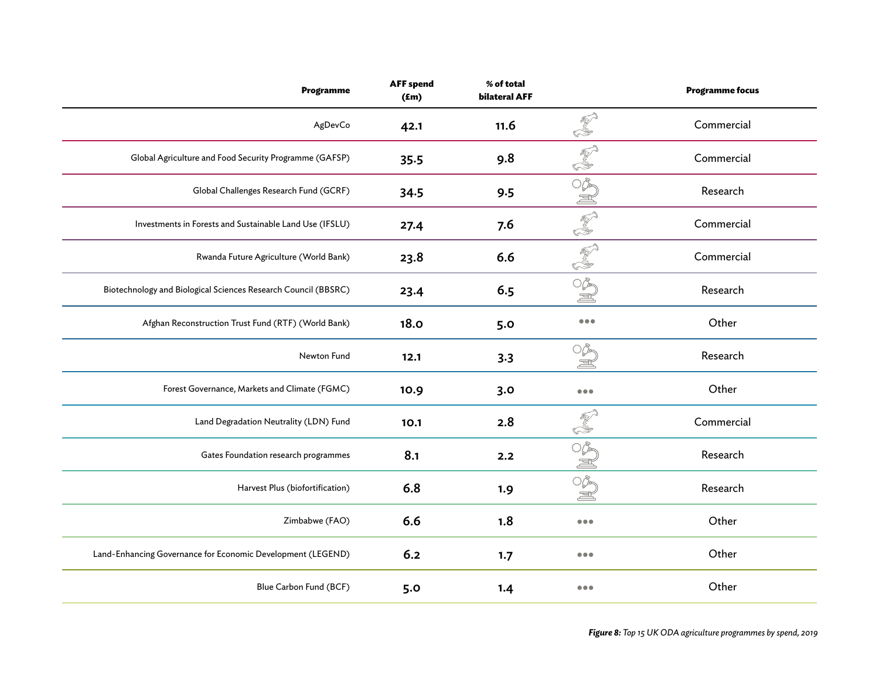| Programme | AFF spend (£m) | % of total bilateral AFF | Programme focus |
|---|---|---|---|
| AgDevCo | 42.1 | 11.6 | Commercial |
| Global Agriculture and Food Security Programme (GAFSP) | 35.5 | 9.8 | Commercial |
| Global Challenges Research Fund (GCRF) | 34.5 | 9.5 | Research |
| Investments in Forests and Sustainable Land Use (IFSLU) | 27.4 | 7.6 | Commercial |
| Rwanda Future Agriculture (World Bank) | 23.8 | 6.6 | Commercial |
| Biotechnology and Biological Sciences Research Council (BBSRC) | 23.4 | 6.5 | Research |
| Afghan Reconstruction Trust Fund (RTF) (World Bank) | 18.0 | 5.0 | Other |
| Newton Fund | 12.1 | 3.3 | Research |
| Forest Governance, Markets and Climate (FGMC) | 10.9 | 3.0 | Other |
| Land Degradation Neutrality (LDN) Fund | 10.1 | 2.8 | Commercial |
| Gates Foundation research programmes | 8.1 | 2.2 | Research |
| Harvest Plus (biofortification) | 6.8 | 1.9 | Research |
| Zimbabwe (FAO) | 6.6 | 1.8 | Other |
| Land-Enhancing Governance for Economic Development (LEGEND) | 6.2 | 1.7 | Other |
| Blue Carbon Fund (BCF) | 5.0 | 1.4 | Other |

***Figure 8:*** *Top 15 UK ODA agriculture programmes by spend, 2019*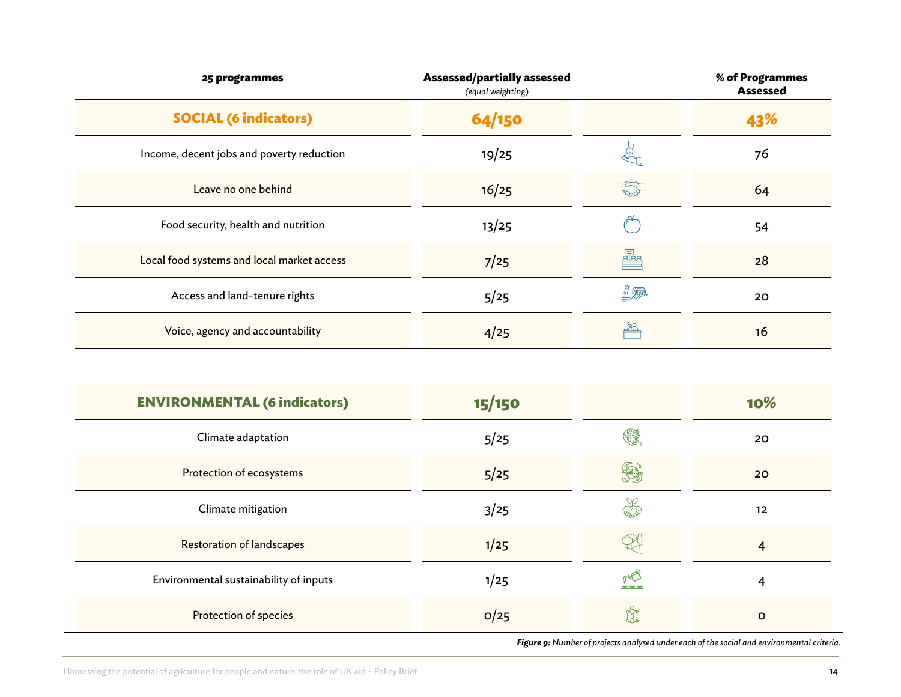| 25 programmes | Assessed/partially assessed *(equal weighting)* | | % of Programmes Assessed |
|---|---|---|---|
| **SOCIAL (6 indicators)** | **64/150** | | **43%** |
| Income, decent jobs and poverty reduction | 19/25 | | 76 |
| Leave no one behind | 16/25 | | 64 |
| Food security, health and nutrition | 13/25 | | 54 |
| Local food systems and local market access | 7/25 | | 28 |
| Access and land-tenure rights | 5/25 | | 20 |
| Voice, agency and accountability | 4/25 | | 16 |
| **ENVIRONMENTAL (6 indicators)** | **15/150** | | **10%** |
| Climate adaptation | 5/25 | | 20 |
| Protection of ecosystems | 5/25 | | 20 |
| Climate mitigation | 3/25 | | 12 |
| Restoration of landscapes | 1/25 | | 4 |
| Environmental sustainability of inputs | 1/25 | | 4 |
| Protection of species | 0/25 | | 0 |

***Figure 9:*** *Number of projects analysed under each of the social and environmental criteria.*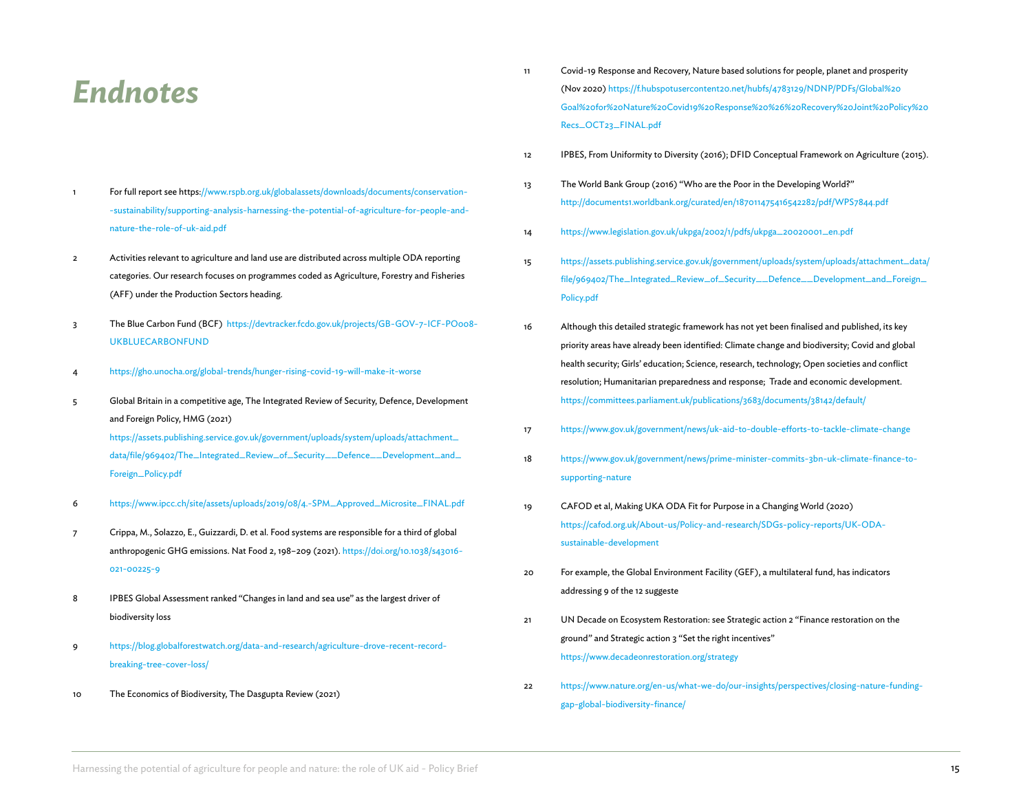# Endnotes

1. For full report see https://www.rspb.org.uk/globalassets/downloads/documents/conservation--sustainability/supporting-analysis-harnessing-the-potential-of-agriculture-for-people-and-nature-the-role-of-uk-aid.pdf

2. Activities relevant to agriculture and land use are distributed across multiple ODA reporting categories. Our research focuses on programmes coded as Agriculture, Forestry and Fisheries (AFF) under the Production Sectors heading.

3. The Blue Carbon Fund (BCF) https://devtracker.fcdo.gov.uk/projects/GB-GOV-7-ICF-PO008-UKBLUECARBONFUND

4. https://gho.unocha.org/global-trends/hunger-rising-covid-19-will-make-it-worse

5. Global Britain in a competitive age, The Integrated Review of Security, Defence, Development and Foreign Policy, HMG (2021) https://assets.publishing.service.gov.uk/government/uploads/system/uploads/attachment_data/file/969402/The_Integrated_Review_of_Security__Defence__Development_and_Foreign_Policy.pdf

6. https://www.ipcc.ch/site/assets/uploads/2019/08/4.-SPM_Approved_Microsite_FINAL.pdf

7. Crippa, M., Solazzo, E., Guizzardi, D. et al. Food systems are responsible for a third of global anthropogenic GHG emissions. Nat Food 2, 198–209 (2021). https://doi.org/10.1038/s43016-021-00225-9

8. IPBES Global Assessment ranked "Changes in land and sea use" as the largest driver of biodiversity loss

9. https://blog.globalforestwatch.org/data-and-research/agriculture-drove-recent-record-breaking-tree-cover-loss/

10. The Economics of Biodiversity, The Dasgupta Review (2021)

11. Covid-19 Response and Recovery, Nature based solutions for people, planet and prosperity (Nov 2020) https://f.hubspotusercontent20.net/hubfs/4783129/NDNP/PDFs/Global%20Goal%20for%20Nature%20Covid19%20Response%20%26%20Recovery%20Joint%20Policy%20Recs_OCT23_FINAL.pdf

12. IPBES, From Uniformity to Diversity (2016); DFID Conceptual Framework on Agriculture (2015).

13. The World Bank Group (2016) "Who are the Poor in the Developing World?" http://documents1.worldbank.org/curated/en/187011475416542282/pdf/WPS7844.pdf

14. https://www.legislation.gov.uk/ukpga/2002/1/pdfs/ukpga_20020001_en.pdf

15. https://assets.publishing.service.gov.uk/government/uploads/system/uploads/attachment_data/file/969402/The_Integrated_Review_of_Security__Defence__Development_and_Foreign_Policy.pdf

16. Although this detailed strategic framework has not yet been finalised and published, its key priority areas have already been identified: Climate change and biodiversity; Covid and global health security; Girls' education; Science, research, technology; Open societies and conflict resolution; Humanitarian preparedness and response; Trade and economic development. https://committees.parliament.uk/publications/3683/documents/38142/default/

17. https://www.gov.uk/government/news/uk-aid-to-double-efforts-to-tackle-climate-change

18. https://www.gov.uk/government/news/prime-minister-commits-3bn-uk-climate-finance-to-supporting-nature

19. CAFOD et al, Making UKA ODA Fit for Purpose in a Changing World (2020) https://cafod.org.uk/About-us/Policy-and-research/SDGs-policy-reports/UK-ODA-sustainable-development

20. For example, the Global Environment Facility (GEF), a multilateral fund, has indicators addressing 9 of the 12 suggeste

21. UN Decade on Ecosystem Restoration: see Strategic action 2 "Finance restoration on the ground" and Strategic action 3 "Set the right incentives" https://www.decadeonrestoration.org/strategy

22. https://www.nature.org/en-us/what-we-do/our-insights/perspectives/closing-nature-funding-gap-global-biodiversity-finance/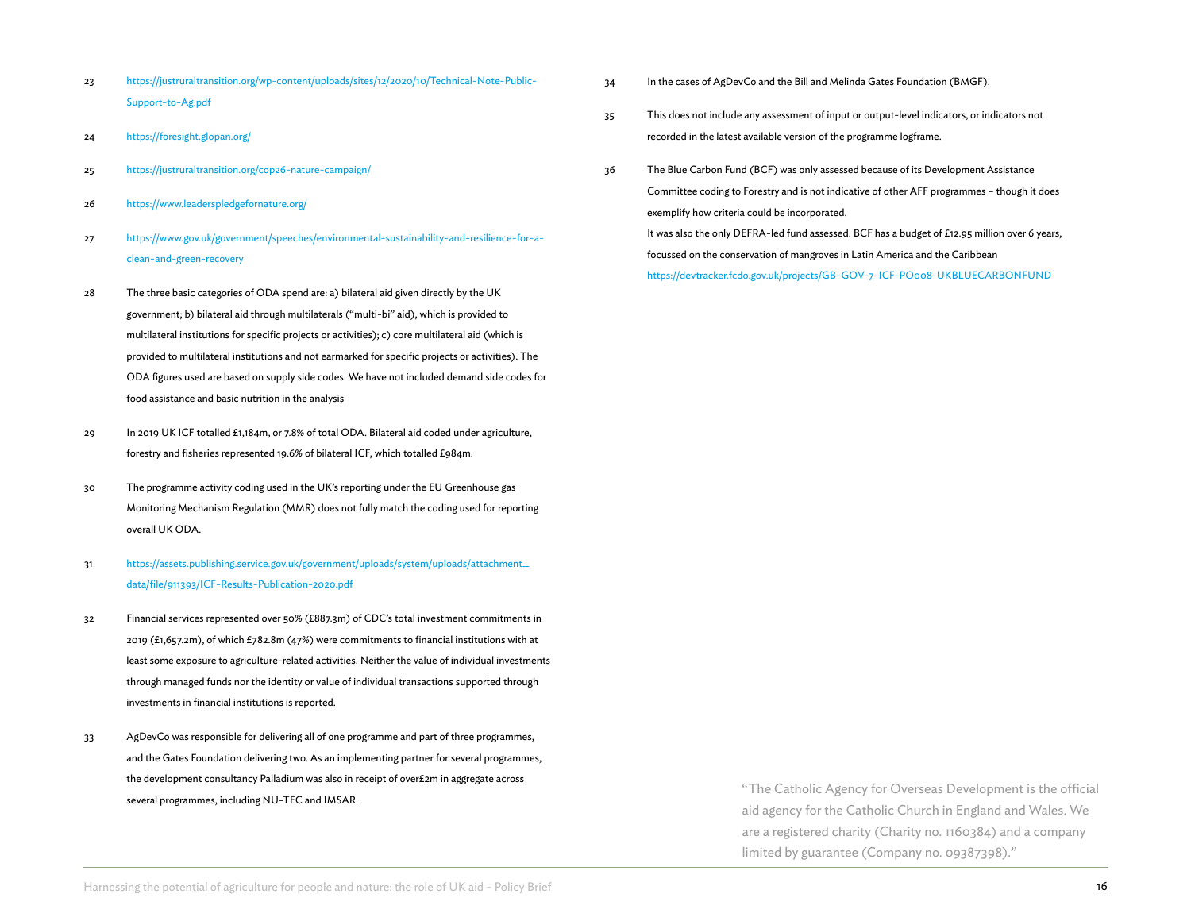23 https://justruraltransition.org/wp-content/uploads/sites/12/2020/10/Technical-Note-Public-Support-to-Ag.pdf

24 https://foresight.glopan.org/

25 https://justruraltransition.org/cop26-nature-campaign/

26 https://www.leaderspledgefornature.org/

27 https://www.gov.uk/government/speeches/environmental-sustainability-and-resilience-for-a-clean-and-green-recovery

28 The three basic categories of ODA spend are: a) bilateral aid given directly by the UK government; b) bilateral aid through multilaterals ("multi-bi" aid), which is provided to multilateral institutions for specific projects or activities); c) core multilateral aid (which is provided to multilateral institutions and not earmarked for specific projects or activities). The ODA figures used are based on supply side codes. We have not included demand side codes for food assistance and basic nutrition in the analysis

29 In 2019 UK ICF totalled £1,184m, or 7.8% of total ODA. Bilateral aid coded under agriculture, forestry and fisheries represented 19.6% of bilateral ICF, which totalled £984m.

30 The programme activity coding used in the UK's reporting under the EU Greenhouse gas Monitoring Mechanism Regulation (MMR) does not fully match the coding used for reporting overall UK ODA.

31 https://assets.publishing.service.gov.uk/government/uploads/system/uploads/attachment_data/file/911393/ICF-Results-Publication-2020.pdf

32 Financial services represented over 50% (£887.3m) of CDC's total investment commitments in 2019 (£1,657.2m), of which £782.8m (47%) were commitments to financial institutions with at least some exposure to agriculture-related activities. Neither the value of individual investments through managed funds nor the identity or value of individual transactions supported through investments in financial institutions is reported.

33 AgDevCo was responsible for delivering all of one programme and part of three programmes, and the Gates Foundation delivering two. As an implementing partner for several programmes, the development consultancy Palladium was also in receipt of over£2m in aggregate across several programmes, including NU-TEC and IMSAR.

34 In the cases of AgDevCo and the Bill and Melinda Gates Foundation (BMGF).

35 This does not include any assessment of input or output-level indicators, or indicators not recorded in the latest available version of the programme logframe.

36 The Blue Carbon Fund (BCF) was only assessed because of its Development Assistance Committee coding to Forestry and is not indicative of other AFF programmes – though it does exemplify how criteria could be incorporated.
It was also the only DEFRA-led fund assessed. BCF has a budget of £12.95 million over 6 years, focussed on the conservation of mangroves in Latin America and the Caribbean
https://devtracker.fcdo.gov.uk/projects/GB-GOV-7-ICF-PO008-UKBLUECARBONFUND

"The Catholic Agency for Overseas Development is the official aid agency for the Catholic Church in England and Wales. We are a registered charity (Charity no. 1160384) and a company limited by guarantee (Company no. 09387398)."